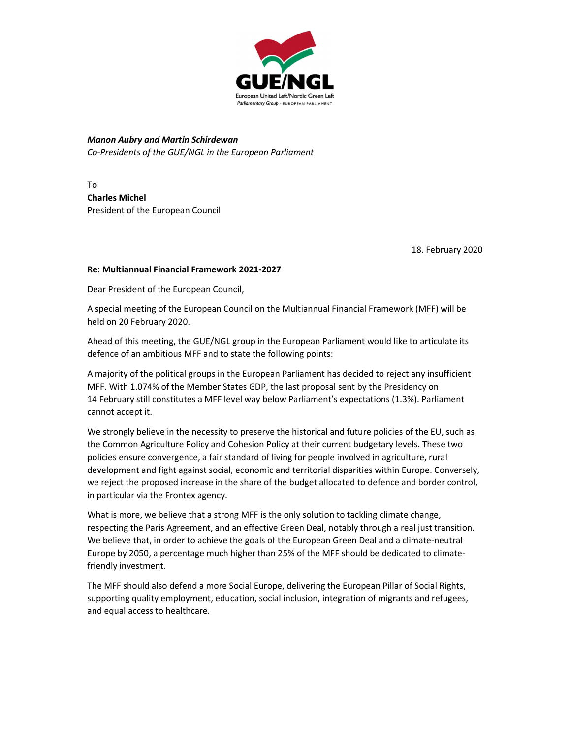GUE/NGL
European United Left/Nordic Green Left
Parliamentary Group · EUROPEAN PARLIAMENT

***Manon Aubry and Martin Schirdewan***
*Co-Presidents of the GUE/NGL in the European Parliament*

To
**Charles Michel**
President of the European Council

18. February 2020

**Re: Multiannual Financial Framework 2021-2027**

Dear President of the European Council,

A special meeting of the European Council on the Multiannual Financial Framework (MFF) will be held on 20 February 2020.

Ahead of this meeting, the GUE/NGL group in the European Parliament would like to articulate its defence of an ambitious MFF and to state the following points:

A majority of the political groups in the European Parliament has decided to reject any insufficient MFF. With 1.074% of the Member States GDP, the last proposal sent by the Presidency on 14 February still constitutes a MFF level way below Parliament's expectations (1.3%). Parliament cannot accept it.

We strongly believe in the necessity to preserve the historical and future policies of the EU, such as the Common Agriculture Policy and Cohesion Policy at their current budgetary levels. These two policies ensure convergence, a fair standard of living for people involved in agriculture, rural development and fight against social, economic and territorial disparities within Europe. Conversely, we reject the proposed increase in the share of the budget allocated to defence and border control, in particular via the Frontex agency.

What is more, we believe that a strong MFF is the only solution to tackling climate change, respecting the Paris Agreement, and an effective Green Deal, notably through a real just transition. We believe that, in order to achieve the goals of the European Green Deal and a climate-neutral Europe by 2050, a percentage much higher than 25% of the MFF should be dedicated to climate-friendly investment.

The MFF should also defend a more Social Europe, delivering the European Pillar of Social Rights, supporting quality employment, education, social inclusion, integration of migrants and refugees, and equal access to healthcare.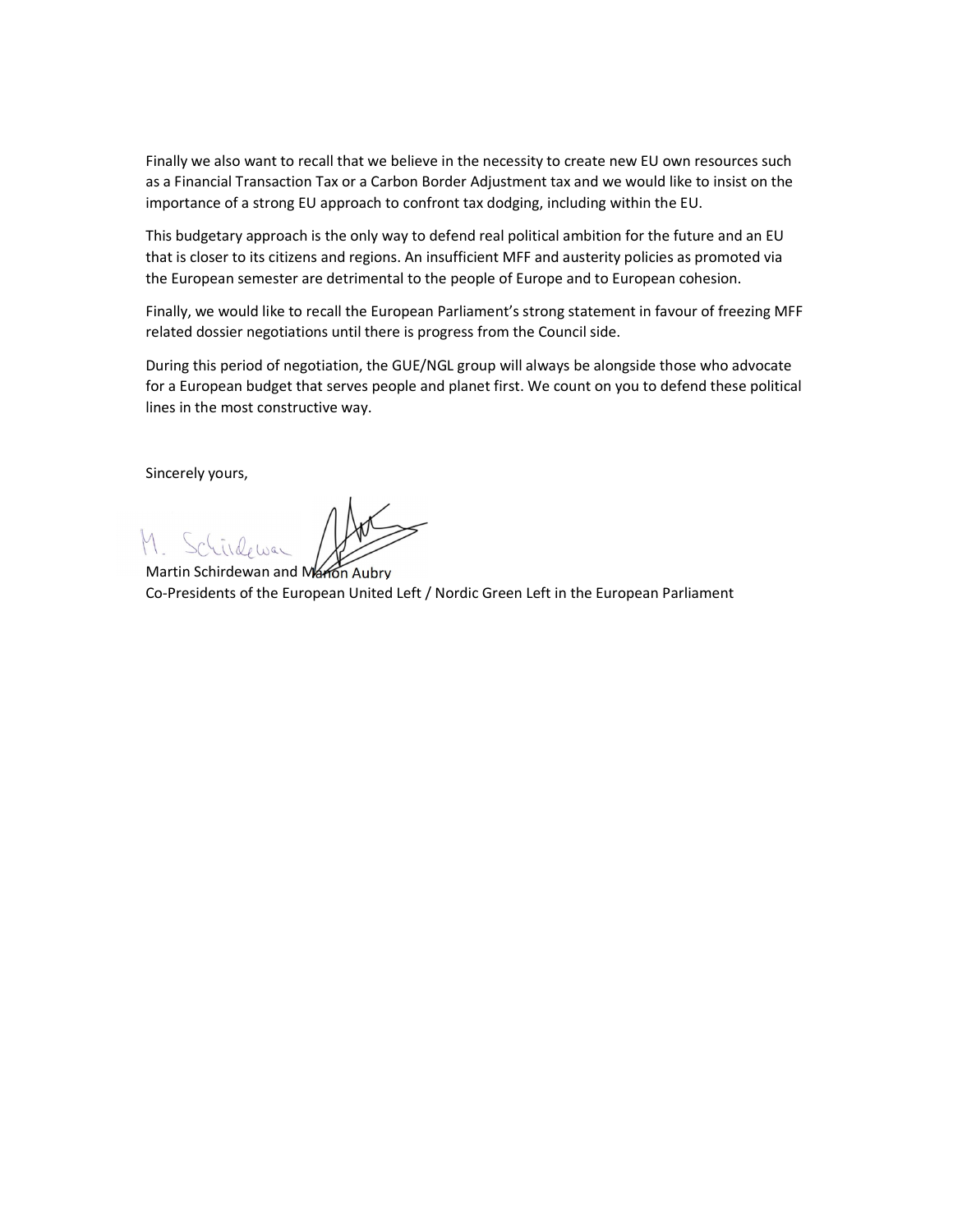Finally we also want to recall that we believe in the necessity to create new EU own resources such as a Financial Transaction Tax or a Carbon Border Adjustment tax and we would like to insist on the importance of a strong EU approach to confront tax dodging, including within the EU.

This budgetary approach is the only way to defend real political ambition for the future and an EU that is closer to its citizens and regions. An insufficient MFF and austerity policies as promoted via the European semester are detrimental to the people of Europe and to European cohesion.

Finally, we would like to recall the European Parliament's strong statement in favour of freezing MFF related dossier negotiations until there is progress from the Council side.

During this period of negotiation, the GUE/NGL group will always be alongside those who advocate for a European budget that serves people and planet first. We count on you to defend these political lines in the most constructive way.

Sincerely yours,

M. Schirdewan

Martin Schirdewan and Manon Aubry
Co-Presidents of the European United Left / Nordic Green Left in the European Parliament